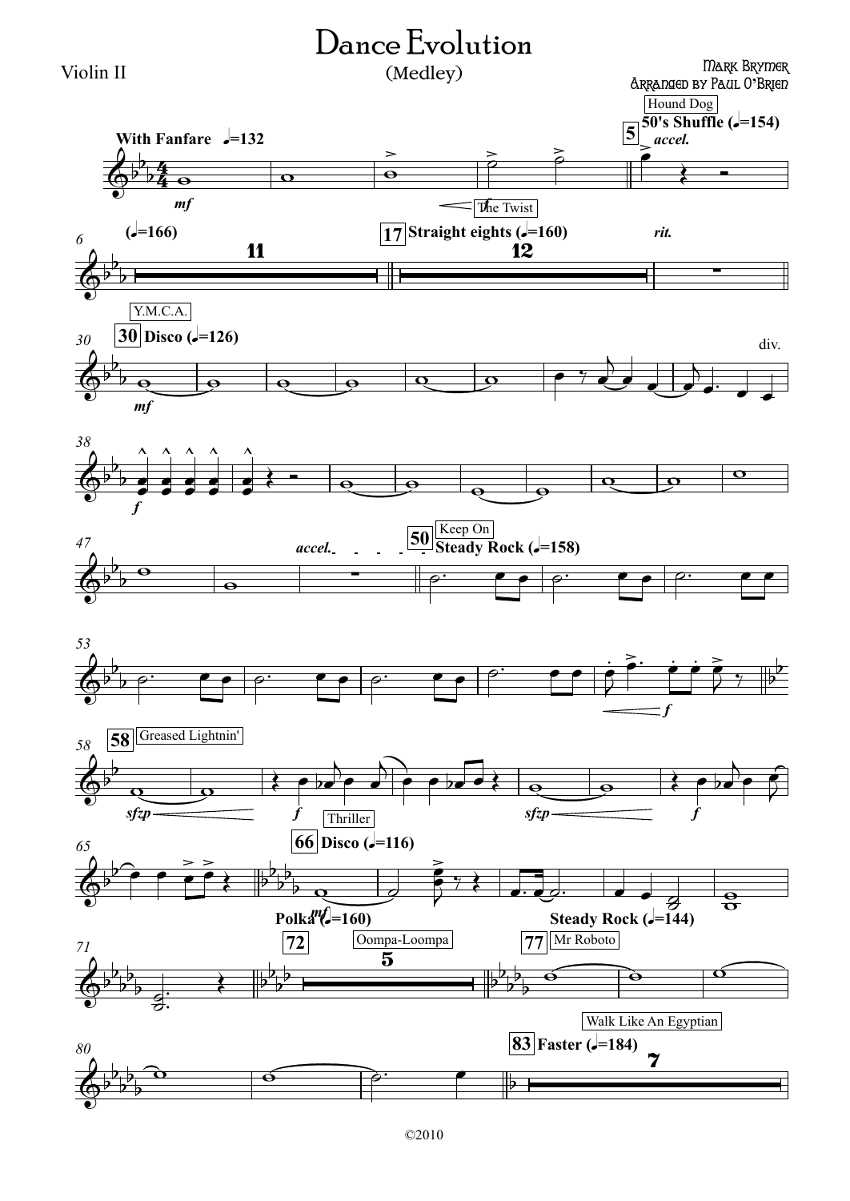# Dance Evolution

(Medley)

Violin II

Mark Brymer
Arranged by Paul O'Brien

Hound Dog

**With Fanfare** ♩=132 — **5** **50's Shuffle** (♩=154) *accel.*

The Twist

(♩=166) — **17** **Straight eights** (♩=160) *rit.*

Y.M.C.A.

**30** **Disco** (♩=126)

div.

Keep On

**50** **Steady Rock** (♩=158)

**58** Greased Lightnin'

Thriller

**66** **Disco** (♩=116)

**72** **Polka** (♩=160) — Oompa-Loompa

**77** **Steady Rock** (♩=144) — Mr Roboto

Walk Like An Egyptian

**83** **Faster** (♩=184)

©2010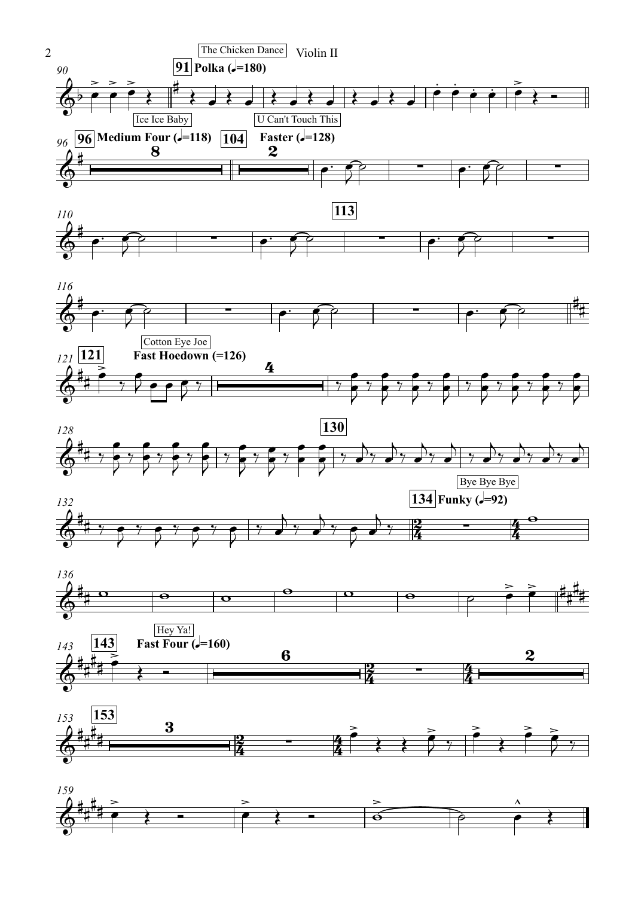The Chicken Dance

**91** Polka (♩.=180)

Ice Ice Baby

**96** Medium Four (♩=118)

U Can't Touch This

**104** Faster (♩=128)

**113**

Cotton Eye Joe

**121** Fast Hoedown (=126)

**130**

Bye Bye Bye

**134** Funky (♩=92)

Hey Ya!

**143** Fast Four (♩=160)

**153**